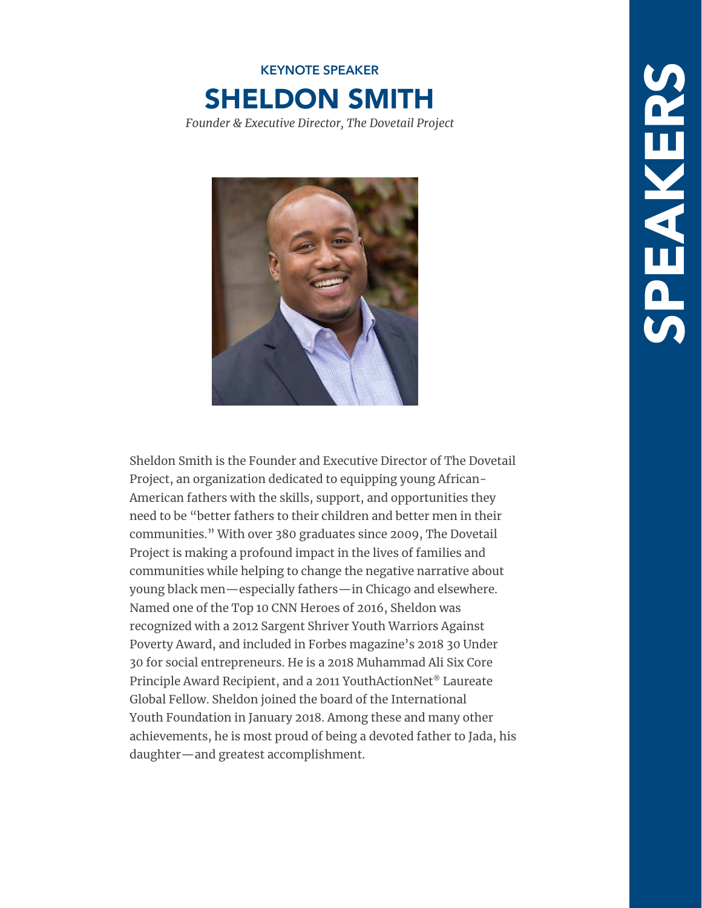# SPEAKERS

## KEYNOTE SPEAKER

# SHELDON SMITH

*Founder & Executive Director, The Dovetail Project*

Sheldon Smith is the Founder and Executive Director of The Dovetail Project, an organization dedicated to equipping young African-American fathers with the skills, support, and opportunities they need to be "better fathers to their children and better men in their communities." With over 380 graduates since 2009, The Dovetail Project is making a profound impact in the lives of families and communities while helping to change the negative narrative about young black men—especially fathers—in Chicago and elsewhere. Named one of the Top 10 CNN Heroes of 2016, Sheldon was recognized with a 2012 Sargent Shriver Youth Warriors Against Poverty Award, and included in Forbes magazine's 2018 30 Under 30 for social entrepreneurs. He is a 2018 Muhammad Ali Six Core Principle Award Recipient, and a 2011 YouthActionNet® Laureate Global Fellow. Sheldon joined the board of the International Youth Foundation in January 2018. Among these and many other achievements, he is most proud of being a devoted father to Jada, his daughter—and greatest accomplishment.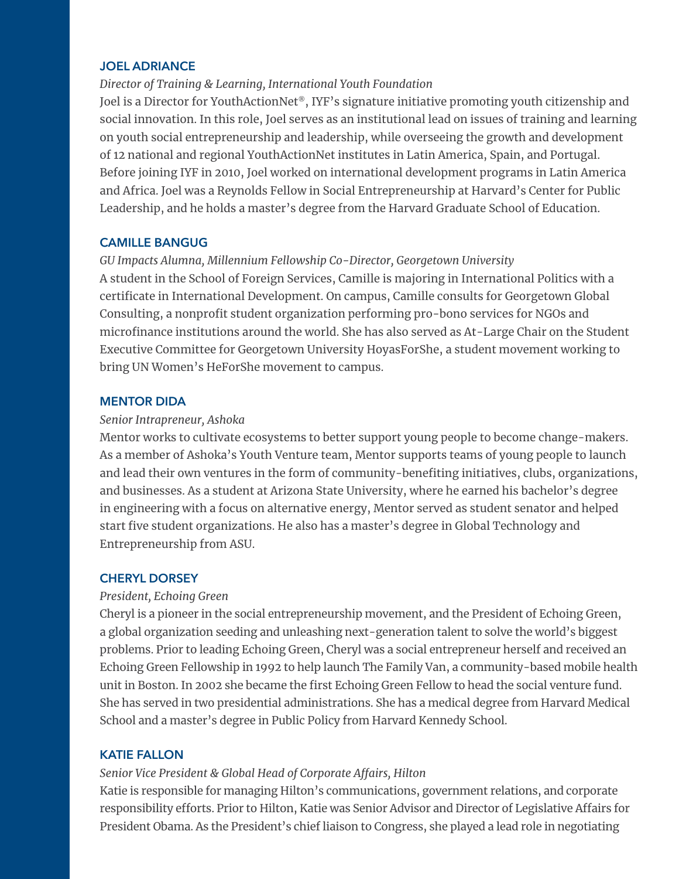### JOEL ADRIANCE

*Director of Training & Learning, International Youth Foundation*

Joel is a Director for YouthActionNet®, IYF's signature initiative promoting youth citizenship and social innovation. In this role, Joel serves as an institutional lead on issues of training and learning on youth social entrepreneurship and leadership, while overseeing the growth and development of 12 national and regional YouthActionNet institutes in Latin America, Spain, and Portugal. Before joining IYF in 2010, Joel worked on international development programs in Latin America and Africa. Joel was a Reynolds Fellow in Social Entrepreneurship at Harvard's Center for Public Leadership, and he holds a master's degree from the Harvard Graduate School of Education.

### CAMILLE BANGUG

*GU Impacts Alumna, Millennium Fellowship Co-Director, Georgetown University*

A student in the School of Foreign Services, Camille is majoring in International Politics with a certificate in International Development. On campus, Camille consults for Georgetown Global Consulting, a nonprofit student organization performing pro-bono services for NGOs and microfinance institutions around the world. She has also served as At-Large Chair on the Student Executive Committee for Georgetown University HoyasForShe, a student movement working to bring UN Women's HeForShe movement to campus.

### MENTOR DIDA

*Senior Intrapreneur, Ashoka*

Mentor works to cultivate ecosystems to better support young people to become change-makers. As a member of Ashoka's Youth Venture team, Mentor supports teams of young people to launch and lead their own ventures in the form of community-benefiting initiatives, clubs, organizations, and businesses. As a student at Arizona State University, where he earned his bachelor's degree in engineering with a focus on alternative energy, Mentor served as student senator and helped start five student organizations. He also has a master's degree in Global Technology and Entrepreneurship from ASU.

### CHERYL DORSEY

*President, Echoing Green*

Cheryl is a pioneer in the social entrepreneurship movement, and the President of Echoing Green, a global organization seeding and unleashing next-generation talent to solve the world's biggest problems. Prior to leading Echoing Green, Cheryl was a social entrepreneur herself and received an Echoing Green Fellowship in 1992 to help launch The Family Van, a community-based mobile health unit in Boston. In 2002 she became the first Echoing Green Fellow to head the social venture fund. She has served in two presidential administrations. She has a medical degree from Harvard Medical School and a master's degree in Public Policy from Harvard Kennedy School.

### KATIE FALLON

*Senior Vice President & Global Head of Corporate Affairs, Hilton*

Katie is responsible for managing Hilton's communications, government relations, and corporate responsibility efforts. Prior to Hilton, Katie was Senior Advisor and Director of Legislative Affairs for President Obama. As the President's chief liaison to Congress, she played a lead role in negotiating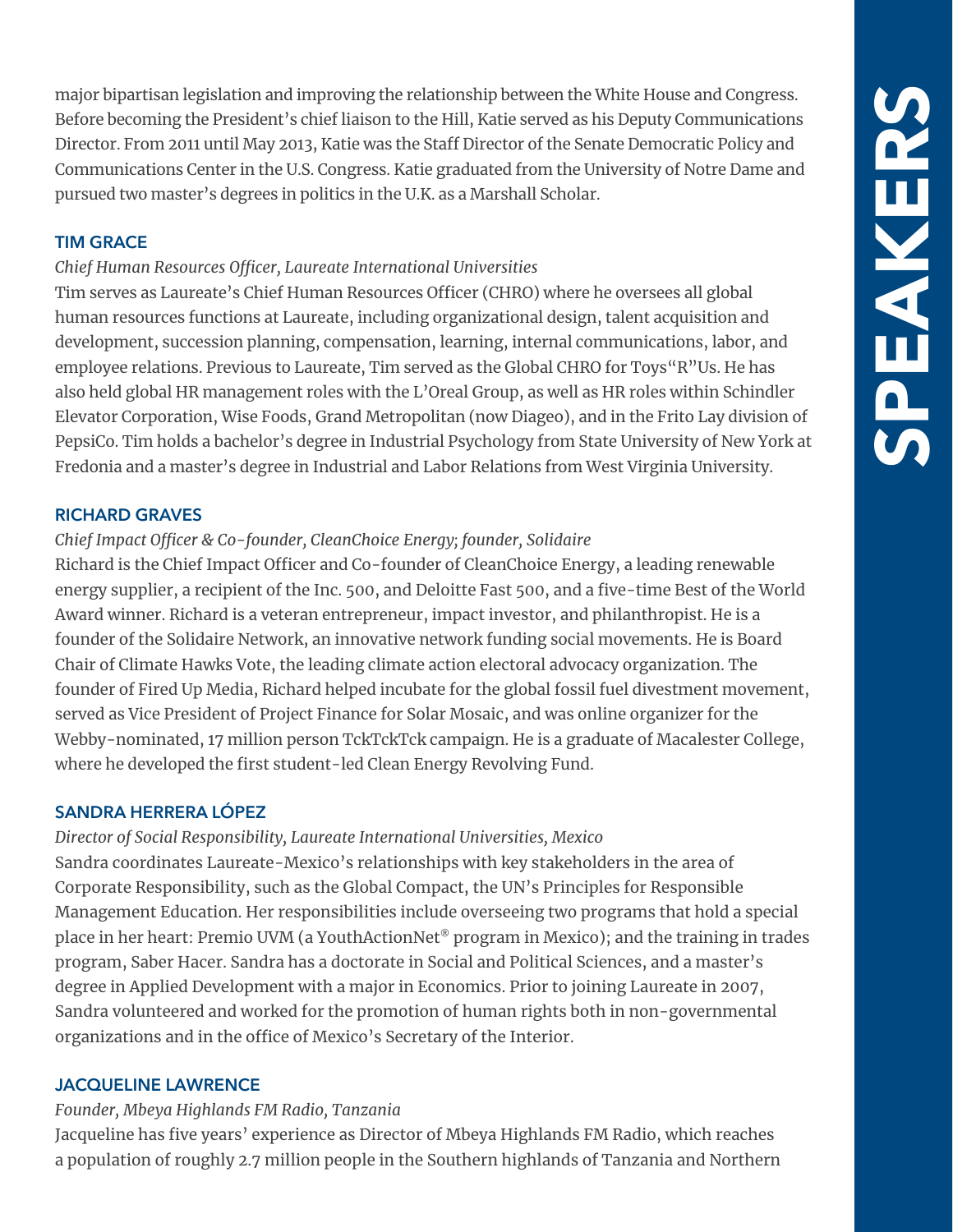major bipartisan legislation and improving the relationship between the White House and Congress. Before becoming the President's chief liaison to the Hill, Katie served as his Deputy Communications Director. From 2011 until May 2013, Katie was the Staff Director of the Senate Democratic Policy and Communications Center in the U.S. Congress. Katie graduated from the University of Notre Dame and pursued two master's degrees in politics in the U.K. as a Marshall Scholar.

### TIM GRACE

*Chief Human Resources Officer, Laureate International Universities*

Tim serves as Laureate's Chief Human Resources Officer (CHRO) where he oversees all global human resources functions at Laureate, including organizational design, talent acquisition and development, succession planning, compensation, learning, internal communications, labor, and employee relations. Previous to Laureate, Tim served as the Global CHRO for Toys"R"Us. He has also held global HR management roles with the L'Oreal Group, as well as HR roles within Schindler Elevator Corporation, Wise Foods, Grand Metropolitan (now Diageo), and in the Frito Lay division of PepsiCo. Tim holds a bachelor's degree in Industrial Psychology from State University of New York at Fredonia and a master's degree in Industrial and Labor Relations from West Virginia University.

### RICHARD GRAVES

*Chief Impact Officer & Co-founder, CleanChoice Energy; founder, Solidaire*

Richard is the Chief Impact Officer and Co-founder of CleanChoice Energy, a leading renewable energy supplier, a recipient of the Inc. 500, and Deloitte Fast 500, and a five-time Best of the World Award winner. Richard is a veteran entrepreneur, impact investor, and philanthropist. He is a founder of the Solidaire Network, an innovative network funding social movements. He is Board Chair of Climate Hawks Vote, the leading climate action electoral advocacy organization. The founder of Fired Up Media, Richard helped incubate for the global fossil fuel divestment movement, served as Vice President of Project Finance for Solar Mosaic, and was online organizer for the Webby-nominated, 17 million person TckTckTck campaign. He is a graduate of Macalester College, where he developed the first student-led Clean Energy Revolving Fund.

### SANDRA HERRERA LÓPEZ

*Director of Social Responsibility, Laureate International Universities, Mexico*

Sandra coordinates Laureate-Mexico's relationships with key stakeholders in the area of Corporate Responsibility, such as the Global Compact, the UN's Principles for Responsible Management Education. Her responsibilities include overseeing two programs that hold a special place in her heart: Premio UVM (a YouthActionNet® program in Mexico); and the training in trades program, Saber Hacer. Sandra has a doctorate in Social and Political Sciences, and a master's degree in Applied Development with a major in Economics. Prior to joining Laureate in 2007, Sandra volunteered and worked for the promotion of human rights both in non-governmental organizations and in the office of Mexico's Secretary of the Interior.

### JACQUELINE LAWRENCE

*Founder, Mbeya Highlands FM Radio, Tanzania*

Jacqueline has five years' experience as Director of Mbeya Highlands FM Radio, which reaches a population of roughly 2.7 million people in the Southern highlands of Tanzania and Northern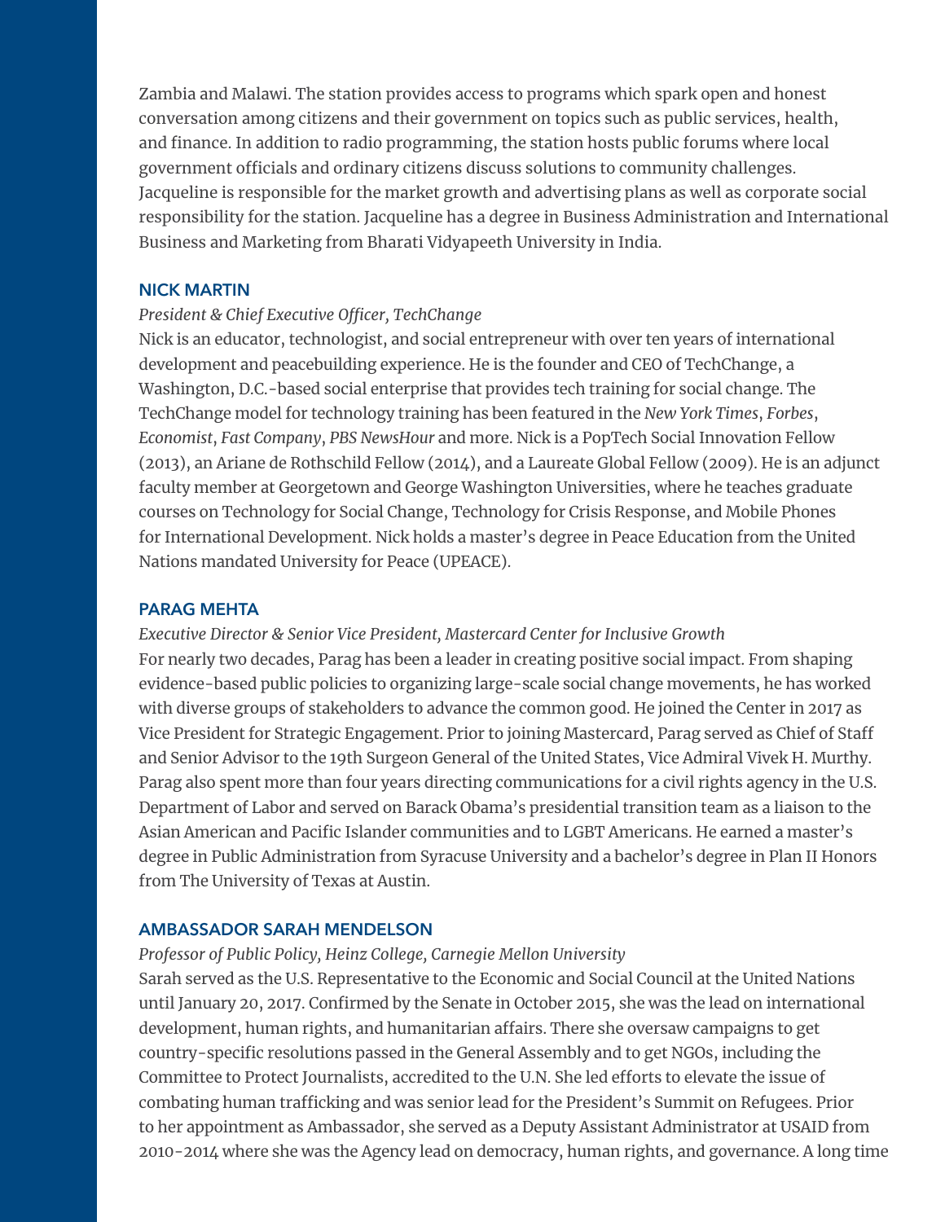Zambia and Malawi. The station provides access to programs which spark open and honest conversation among citizens and their government on topics such as public services, health, and finance. In addition to radio programming, the station hosts public forums where local government officials and ordinary citizens discuss solutions to community challenges. Jacqueline is responsible for the market growth and advertising plans as well as corporate social responsibility for the station. Jacqueline has a degree in Business Administration and International Business and Marketing from Bharati Vidyapeeth University in India.

### NICK MARTIN

*President & Chief Executive Officer, TechChange*

Nick is an educator, technologist, and social entrepreneur with over ten years of international development and peacebuilding experience. He is the founder and CEO of TechChange, a Washington, D.C.-based social enterprise that provides tech training for social change. The TechChange model for technology training has been featured in the *New York Times*, *Forbes*, *Economist*, *Fast Company*, *PBS NewsHour* and more. Nick is a PopTech Social Innovation Fellow (2013), an Ariane de Rothschild Fellow (2014), and a Laureate Global Fellow (2009). He is an adjunct faculty member at Georgetown and George Washington Universities, where he teaches graduate courses on Technology for Social Change, Technology for Crisis Response, and Mobile Phones for International Development. Nick holds a master's degree in Peace Education from the United Nations mandated University for Peace (UPEACE).

### PARAG MEHTA

*Executive Director & Senior Vice President, Mastercard Center for Inclusive Growth*

For nearly two decades, Parag has been a leader in creating positive social impact. From shaping evidence-based public policies to organizing large-scale social change movements, he has worked with diverse groups of stakeholders to advance the common good. He joined the Center in 2017 as Vice President for Strategic Engagement. Prior to joining Mastercard, Parag served as Chief of Staff and Senior Advisor to the 19th Surgeon General of the United States, Vice Admiral Vivek H. Murthy. Parag also spent more than four years directing communications for a civil rights agency in the U.S. Department of Labor and served on Barack Obama's presidential transition team as a liaison to the Asian American and Pacific Islander communities and to LGBT Americans. He earned a master's degree in Public Administration from Syracuse University and a bachelor's degree in Plan II Honors from The University of Texas at Austin.

### AMBASSADOR SARAH MENDELSON

*Professor of Public Policy, Heinz College, Carnegie Mellon University*

Sarah served as the U.S. Representative to the Economic and Social Council at the United Nations until January 20, 2017. Confirmed by the Senate in October 2015, she was the lead on international development, human rights, and humanitarian affairs. There she oversaw campaigns to get country-specific resolutions passed in the General Assembly and to get NGOs, including the Committee to Protect Journalists, accredited to the U.N. She led efforts to elevate the issue of combating human trafficking and was senior lead for the President's Summit on Refugees. Prior to her appointment as Ambassador, she served as a Deputy Assistant Administrator at USAID from 2010-2014 where she was the Agency lead on democracy, human rights, and governance. A long time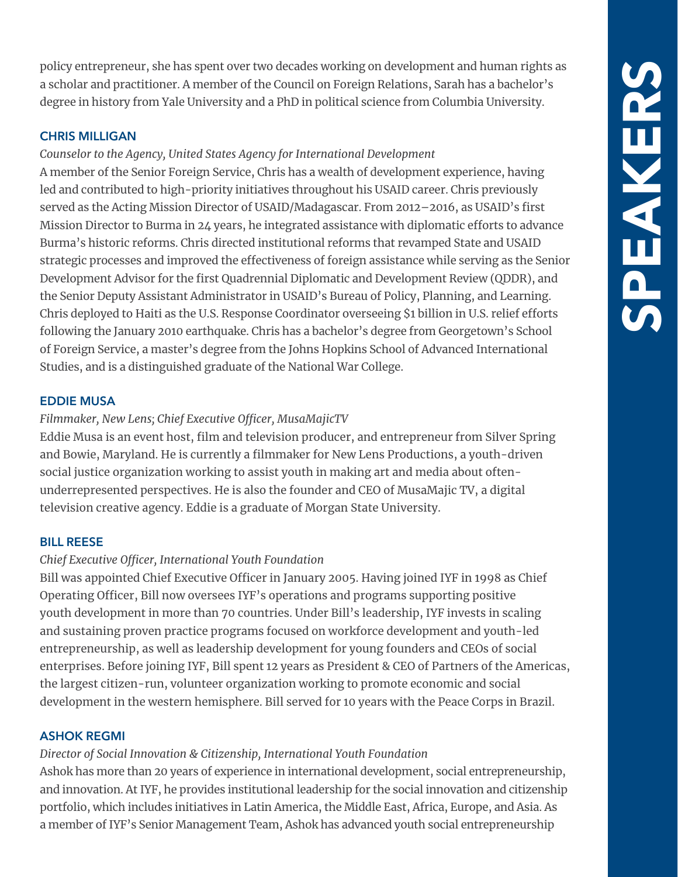policy entrepreneur, she has spent over two decades working on development and human rights as a scholar and practitioner. A member of the Council on Foreign Relations, Sarah has a bachelor's degree in history from Yale University and a PhD in political science from Columbia University.

### CHRIS MILLIGAN

*Counselor to the Agency, United States Agency for International Development*

A member of the Senior Foreign Service, Chris has a wealth of development experience, having led and contributed to high-priority initiatives throughout his USAID career. Chris previously served as the Acting Mission Director of USAID/Madagascar. From 2012–2016, as USAID's first Mission Director to Burma in 24 years, he integrated assistance with diplomatic efforts to advance Burma's historic reforms. Chris directed institutional reforms that revamped State and USAID strategic processes and improved the effectiveness of foreign assistance while serving as the Senior Development Advisor for the first Quadrennial Diplomatic and Development Review (QDDR), and the Senior Deputy Assistant Administrator in USAID's Bureau of Policy, Planning, and Learning. Chris deployed to Haiti as the U.S. Response Coordinator overseeing $1 billion in U.S. relief efforts following the January 2010 earthquake. Chris has a bachelor's degree from Georgetown's School of Foreign Service, a master's degree from the Johns Hopkins School of Advanced International Studies, and is a distinguished graduate of the National War College.

### EDDIE MUSA

*Filmmaker, New Lens; Chief Executive Officer, MusaMajicTV*

Eddie Musa is an event host, film and television producer, and entrepreneur from Silver Spring and Bowie, Maryland. He is currently a filmmaker for New Lens Productions, a youth-driven social justice organization working to assist youth in making art and media about often-underrepresented perspectives. He is also the founder and CEO of MusaMajic TV, a digital television creative agency. Eddie is a graduate of Morgan State University.

### BILL REESE

*Chief Executive Officer, International Youth Foundation*

Bill was appointed Chief Executive Officer in January 2005. Having joined IYF in 1998 as Chief Operating Officer, Bill now oversees IYF's operations and programs supporting positive youth development in more than 70 countries. Under Bill's leadership, IYF invests in scaling and sustaining proven practice programs focused on workforce development and youth-led entrepreneurship, as well as leadership development for young founders and CEOs of social enterprises. Before joining IYF, Bill spent 12 years as President & CEO of Partners of the Americas, the largest citizen-run, volunteer organization working to promote economic and social development in the western hemisphere. Bill served for 10 years with the Peace Corps in Brazil.

### ASHOK REGMI

*Director of Social Innovation & Citizenship, International Youth Foundation*

Ashok has more than 20 years of experience in international development, social entrepreneurship, and innovation. At IYF, he provides institutional leadership for the social innovation and citizenship portfolio, which includes initiatives in Latin America, the Middle East, Africa, Europe, and Asia. As a member of IYF's Senior Management Team, Ashok has advanced youth social entrepreneurship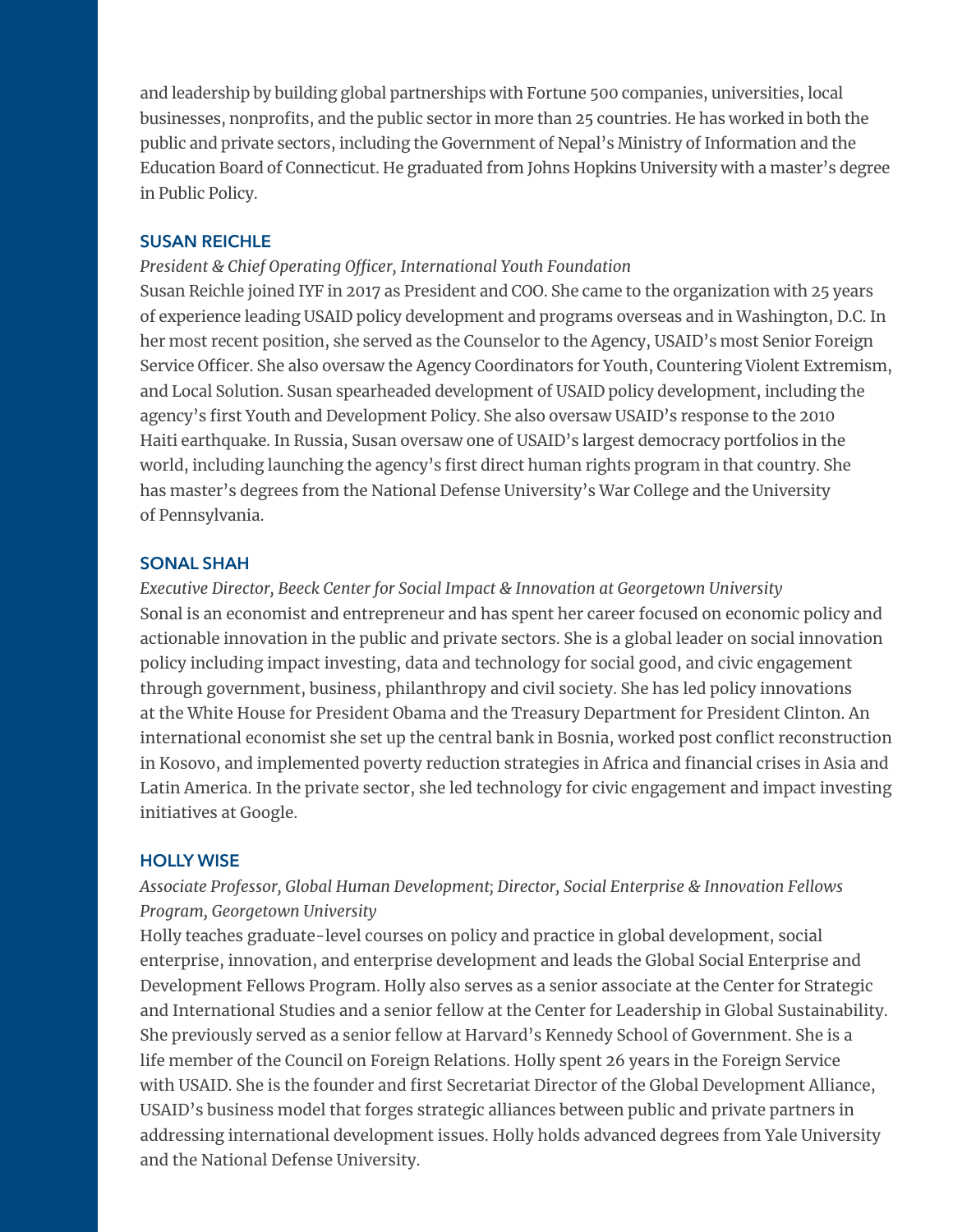and leadership by building global partnerships with Fortune 500 companies, universities, local businesses, nonprofits, and the public sector in more than 25 countries. He has worked in both the public and private sectors, including the Government of Nepal's Ministry of Information and the Education Board of Connecticut. He graduated from Johns Hopkins University with a master's degree in Public Policy.

### SUSAN REICHLE

*President & Chief Operating Officer, International Youth Foundation*

Susan Reichle joined IYF in 2017 as President and COO. She came to the organization with 25 years of experience leading USAID policy development and programs overseas and in Washington, D.C. In her most recent position, she served as the Counselor to the Agency, USAID's most Senior Foreign Service Officer. She also oversaw the Agency Coordinators for Youth, Countering Violent Extremism, and Local Solution. Susan spearheaded development of USAID policy development, including the agency's first Youth and Development Policy. She also oversaw USAID's response to the 2010 Haiti earthquake. In Russia, Susan oversaw one of USAID's largest democracy portfolios in the world, including launching the agency's first direct human rights program in that country. She has master's degrees from the National Defense University's War College and the University of Pennsylvania.

### SONAL SHAH

*Executive Director, Beeck Center for Social Impact & Innovation at Georgetown University*

Sonal is an economist and entrepreneur and has spent her career focused on economic policy and actionable innovation in the public and private sectors. She is a global leader on social innovation policy including impact investing, data and technology for social good, and civic engagement through government, business, philanthropy and civil society. She has led policy innovations at the White House for President Obama and the Treasury Department for President Clinton. An international economist she set up the central bank in Bosnia, worked post conflict reconstruction in Kosovo, and implemented poverty reduction strategies in Africa and financial crises in Asia and Latin America. In the private sector, she led technology for civic engagement and impact investing initiatives at Google.

### HOLLY WISE

*Associate Professor, Global Human Development; Director, Social Enterprise & Innovation Fellows Program, Georgetown University*

Holly teaches graduate-level courses on policy and practice in global development, social enterprise, innovation, and enterprise development and leads the Global Social Enterprise and Development Fellows Program. Holly also serves as a senior associate at the Center for Strategic and International Studies and a senior fellow at the Center for Leadership in Global Sustainability. She previously served as a senior fellow at Harvard's Kennedy School of Government. She is a life member of the Council on Foreign Relations. Holly spent 26 years in the Foreign Service with USAID. She is the founder and first Secretariat Director of the Global Development Alliance, USAID's business model that forges strategic alliances between public and private partners in addressing international development issues. Holly holds advanced degrees from Yale University and the National Defense University.